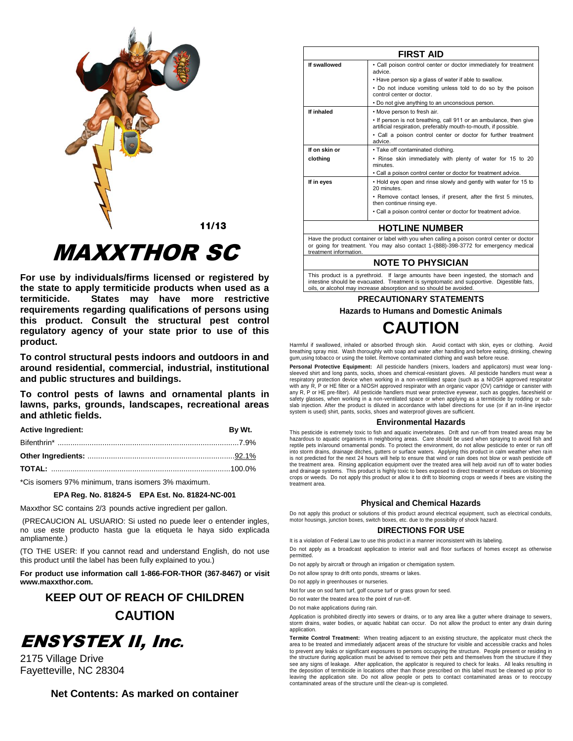11/13

# MAXXTHOR SC

**For use by individuals/firms licensed or registered by the state to apply termiticide products when used as a termiticide. States may have more restrictive requirements regarding qualifications of persons using this product. Consult the structural pest control regulatory agency of your state prior to use of this product.**

**To control structural pests indoors and outdoors in and around residential, commercial, industrial, institutional and public structures and buildings.**

**To control pests of lawns and ornamental plants in lawns, parks, grounds, landscapes, recreational areas and athletic fields.**

| **Active Ingredient:** | **By Wt.** |
|---|---|
| Bifenthrin* | 7.9% |
| **Other Ingredients:** | 92.1% |
| **TOTAL:** | 100.0% |

*Cis isomers 97% minimum, trans isomers 3% maximum.

**EPA Reg. No. 81824-5 EPA Est. No. 81824-NC-001**

Maxxthor SC contains 2/3 pounds active ingredient per gallon.

(PRECAUCION AL USUARIO: Si usted no puede leer o entender ingles, no use este producto hasta gue la etiqueta le haya sido explicada ampliamente.)

(TO THE USER: If you cannot read and understand English, do not use this product until the label has been fully explained to you.)

**For product use information call 1-866-FOR-THOR (367-8467) or visit www.maxxthor.com.**

## KEEP OUT OF REACH OF CHILDREN

## CAUTION

# ENSYSTEX II, Inc.

2175 Village Drive
Fayetteville, NC 28304

**Net Contents: As marked on container**

## FIRST AID

| | |
|---|---|
| **If swallowed** | • Call poison control center or doctor immediately for treatment advice.<br>• Have person sip a glass of water if able to swallow.<br>• Do not induce vomiting unless told to do so by the poison control center or doctor.<br>• Do not give anything to an unconscious person. |
| **If inhaled** | • Move person to fresh air.<br>• If person is not breathing, call 911 or an ambulance, then give artificial respiration, preferably mouth-to-mouth, if possible.<br>• Call a poison control center or doctor for further treatment advice. |
| **If on skin or clothing** | • Take off contaminated clothing.<br>• Rinse skin immediately with plenty of water for 15 to 20 minutes.<br>• Call a poison control center or doctor for treatment advice. |
| **If in eyes** | • Hold eye open and rinse slowly and gently with water for 15 to 20 minutes.<br>• Remove contact lenses, if present, after the first 5 minutes, then continue rinsing eye.<br>• Call a poison control center or doctor for treatment advice. |

## HOTLINE NUMBER

Have the product container or label with you when calling a poison control center or doctor or going for treatment. You may also contact 1-(888)-398-3772 for emergency medical treatment information.

## NOTE TO PHYSICIAN

This product is a pyrethroid. If large amounts have been ingested, the stomach and intestine should be evacuated. Treatment is symptomatic and supportive. Digestible fats, oils, or alcohol may increase absorption and so should be avoided.

## PRECAUTIONARY STATEMENTS

### Hazards to Humans and Domestic Animals

## CAUTION

Harmful if swallowed, inhaled or absorbed through skin. Avoid contact with skin, eyes or clothing. Avoid breathing spray mist. Wash thoroughly with soap and water after handling and before eating, drinking, chewing gum,using tobacco or using the toilet. Remove contaminated clothing and wash before reuse.

**Personal Protective Equipment:** All pesticide handlers (mixers, loaders and applicators) must wear long-sleeved shirt and long pants, socks, shoes and chemical-resistant gloves. All pesticide handlers must wear a respiratory protection device when working in a non-ventilated space (such as a NIOSH approved respirator with any R, P or HE filter or a NIOSH approved respirator with an organic vapor (OV) cartridge or canister with any R, P or HE pre-filter). All pesticide handlers must wear protective eyewear, such as goggles, faceshield or safety glasses, when working in a non-ventilated space or when applying as a termiticide by rodding or sub-slab injection. After the product is diluted in accordance with label directions for use (or if an in-line injector system is used) shirt, pants, socks, shoes and waterproof gloves are sufficient.

### Environmental Hazards

This pesticide is extremely toxic to fish and aquatic invertebrates. Drift and run-off from treated areas may be hazardous to aquatic organisms in neighboring areas. Care should be used when spraying to avoid fish and reptile pets in/around ornamental ponds. To protect the environment, do not allow pesticide to enter or run off into storm drains, drainage ditches, gutters or surface waters. Applying this product in calm weather when rain is not predicted for the next 24 hours will help to ensure that wind or rain does not blow or wash pesticide off the treatment area. Rinsing application equipment over the treated area will help avoid run off to water bodies and drainage systems. This product is highly toxic to bees exposed to direct treatment or residues on blooming crops or weeds. Do not apply this product or allow it to drift to blooming crops or weeds if bees are visiting the treatment area.

### Physical and Chemical Hazards

Do not apply this product or solutions of this product around electrical equipment, such as electrical conduits, motor housings, junction boxes, switch boxes, etc. due to the possibility of shock hazard.

### DIRECTIONS FOR USE

It is a violation of Federal Law to use this product in a manner inconsistent with its labeling.

Do not apply as a broadcast application to interior wall and floor surfaces of homes except as otherwise permitted.

Do not apply by aircraft or through an irrigation or chemigation system.

Do not allow spray to drift onto ponds, streams or lakes.

Do not apply in greenhouses or nurseries.

Not for use on sod farm turf, golf course turf or grass grown for seed.

Do not water the treated area to the point of run-off.

Do not make applications during rain.

Application is prohibited directly into sewers or drains, or to any area like a gutter where drainage to sewers, storm drains, water bodies, or aquatic habitat can occur. Do not allow the product to enter any drain during application.

**Termite Control Treatment:** When treating adjacent to an existing structure, the applicator must check the area to be treated and immediately adjacent areas of the structure for visible and accessible cracks and holes to prevent any leaks or significant exposures to persons occupying the structure. People present or residing in the structure during application must be advised to remove their pets and themselves from the structure if they see any signs of leakage. After application, the applicator is required to check for leaks. All leaks resulting in the deposition of termiticide in locations other than those prescribed on this label must be cleaned up prior to leaving the application site. Do not allow people or pets to contact contaminated areas or to reoccupy contaminated areas of the structure until the clean-up is completed.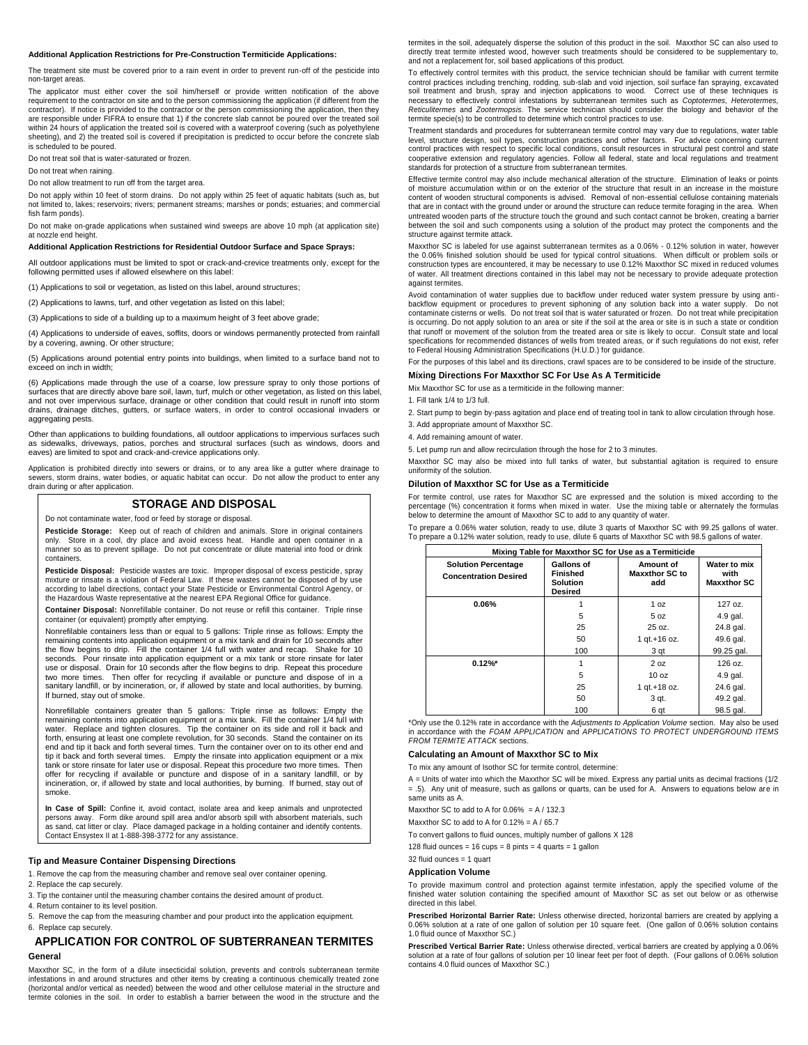#### Additional Application Restrictions for Pre-Construction Termiticide Applications:

The treatment site must be covered prior to a rain event in order to prevent run-off of the pesticide into non-target areas.

The applicator must either cover the soil him/herself or provide written notification of the above requirement to the contractor on site and to the person commissioning the application (if different from the contractor). If notice is provided to the contractor or the person commissioning the application, then they are responsible under FIFRA to ensure that 1) if the concrete slab cannot be poured over the treated soil within 24 hours of application the treated soil is covered with a waterproof covering (such as polyethylene sheeting), and 2) the treated soil is covered if precipitation is predicted to occur before the concrete slab is scheduled to be poured.

Do not treat soil that is water-saturated or frozen.

Do not treat when raining.

Do not allow treatment to run off from the target area.

Do not apply within 10 feet of storm drains. Do not apply within 25 feet of aquatic habitats (such as, but not limited to, lakes; reservoirs; rivers; permanent streams; marshes or ponds; estuaries; and commercial fish farm ponds).

Do not make on-grade applications when sustained wind sweeps are above 10 mph (at application site) at nozzle end height.

#### Additional Application Restrictions for Residential Outdoor Surface and Space Sprays:

All outdoor applications must be limited to spot or crack-and-crevice treatments only, except for the following permitted uses if allowed elsewhere on this label:

(1) Applications to soil or vegetation, as listed on this label, around structures;

(2) Applications to lawns, turf, and other vegetation as listed on this label;

(3) Applications to side of a building up to a maximum height of 3 feet above grade;

(4) Applications to underside of eaves, soffits, doors or windows permanently protected from rainfall by a covering, awning. Or other structure;

(5) Applications around potential entry points into buildings, when limited to a surface band not to exceed on inch in width;

(6) Applications made through the use of a coarse, low pressure spray to only those portions of surfaces that are directly above bare soil, lawn, turf, mulch or other vegetation, as listed on this label, and not over impervious surface, drainage or other condition that could result in runoff into storm drains, drainage ditches, gutters, or surface waters, in order to control occasional invaders or aggregating pests.

Other than applications to building foundations, all outdoor applications to impervious surfaces such as sidewalks, driveways, patios, porches and structural surfaces (such as windows, doors and eaves) are limited to spot and crack-and-crevice applications only.

Application is prohibited directly into sewers or drains, or to any area like a gutter where drainage to sewers, storm drains, water bodies, or aquatic habitat can occur. Do not allow the product to enter any drain during or after application.

## STORAGE AND DISPOSAL

Do not contaminate water, food or feed by storage or disposal.

**Pesticide Storage:** Keep out of reach of children and animals. Store in original containers only. Store in a cool, dry place and avoid excess heat. Handle and open container in a manner so as to prevent spillage. Do not put concentrate or dilute material into food or drink containers.

**Pesticide Disposal:** Pesticide wastes are toxic. Improper disposal of excess pesticide, spray mixture or rinsate is a violation of Federal Law. If these wastes cannot be disposed of by use according to label directions, contact your State Pesticide or Environmental Control Agency, or the Hazardous Waste representative at the nearest EPA Regional Office for guidance.

**Container Disposal:** Nonrefillable container. Do not reuse or refill this container. Triple rinse container (or equivalent) promptly after emptying.

Nonrefilable containers less than or equal to 5 gallons: Triple rinse as follows: Empty the remaining contents into application equipment or a mix tank and drain for 10 seconds after the flow begins to drip. Fill the container 1/4 full with water and recap. Shake for 10 seconds. Pour rinsate into application equipment or a mix tank or store rinsate for later use or disposal. Drain for 10 seconds after the flow begins to drip. Repeat this procedure two more times. Then offer for recycling if available or puncture and dispose of in a sanitary landfill, or by incineration, or, if allowed by state and local authorities, by burning. If burned, stay out of smoke.

Nonrefillable containers greater than 5 gallons: Triple rinse as follows: Empty the remaining contents into application equipment or a mix tank. Fill the container 1/4 full with water. Replace and tighten closures. Tip the container on its side and roll it back and forth, ensuring at least one complete revolution, for 30 seconds. Stand the container on its end and tip it back and forth several times. Turn the container over on to its other end and tip it back and forth several times. Empty the rinsate into application equipment or a mix tank or store rinsate for later use or disposal. Repeat this procedure two more times. Then offer for recycling if available or puncture and dispose of in a sanitary landfill, or by incineration, or, if allowed by state and local authorities, by burning. If burned, stay out of smoke.

**In Case of Spill:** Confine it, avoid contact, isolate area and keep animals and unprotected persons away. Form dike around spill area and/or absorb spill with absorbent materials, such as sand, cat litter or clay. Place damaged package in a holding container and identify contents. Contact Ensystex II at 1-888-398-3772 for any assistance.

### Tip and Measure Container Dispensing Directions

1. Remove the cap from the measuring chamber and remove seal over container opening.
2. Replace the cap securely.
3. Tip the container until the measuring chamber contains the desired amount of product.
4. Return container to its level position.
5. Remove the cap from the measuring chamber and pour product into the application equipment.
6. Replace cap securely.

## APPLICATION FOR CONTROL OF SUBTERRANEAN TERMITES

### General

Maxxthor SC, in the form of a dilute insecticidal solution, prevents and controls subterranean termite infestations in and around structures and other items by creating a continuous chemically treated zone (horizontal and/or vertical as needed) between the wood and other cellulose material in the structure and termite colonies in the soil. In order to establish a barrier between the wood in the structure and the termites in the soil, adequately disperse the solution of this product in the soil. Maxxthor SC can also used to directly treat termite infested wood, however such treatments should be considered to be supplementary to, and not a replacement for, soil based applications of this product.

To effectively control termites with this product, the service technician should be familiar with current termite control practices including trenching, rodding, sub-slab and void injection, soil surface fan spraying, excavated soil treatment and brush, spray and injection applications to wood. Correct use of these techniques is necessary to effectively control infestations by subterranean termites such as *Coptotermes*, *Heterotermes, Reticulitermes* and *Zootermopsis*. The service technician should consider the biology and behavior of the termite specie(s) to be controlled to determine which control practices to use.

Treatment standards and procedures for subterranean termite control may vary due to regulations, water table level, structure design, soil types, construction practices and other factors. For advice concerning current control practices with respect to specific local conditions, consult resources in structural pest control and state cooperative extension and regulatory agencies. Follow all federal, state and local regulations and treatment standards for protection of a structure from subterranean termites.

Effective termite control may also include mechanical alteration of the structure. Elimination of leaks or points of moisture accumulation within or on the exterior of the structure that result in an increase in the moisture content of wooden structural components is advised. Removal of non-essential cellulose containing materials that are in contact with the ground under or around the structure can reduce termite foraging in the area. When untreated wooden parts of the structure touch the ground and such contact cannot be broken, creating a barrier between the soil and such components using a solution of the product may protect the components and the structure against termite attack.

Maxxthor SC is labeled for use against subterranean termites as a 0.06% - 0.12% solution in water, however the 0.06% finished solution should be used for typical control situations. When difficult or problem soils or construction types are encountered, it may be necessary to use 0.12% Maxxthor SC mixed in reduced volumes of water. All treatment directions contained in this label may not be necessary to provide adequate protection against termites.

Avoid contamination of water supplies due to backflow under reduced water system pressure by using anti-backflow equipment or procedures to prevent siphoning of any solution back into a water supply. Do not contaminate cisterns or wells. Do not treat soil that is water saturated or frozen. Do not treat while precipitation is occurring. Do not apply solution to an area or site if the soil at the area or site is in such a state or condition that runoff or movement of the solution from the treated area or site is likely to occur. Consult state and local specifications for recommended distances of wells from treated areas, or if such regulations do not exist, refer to Federal Housing Administration Specifications (H.U.D.) for guidance.

For the purposes of this label and its directions, crawl spaces are to be considered to be inside of the structure.

### Mixing Directions For Maxxthor SC For Use As A Termiticide

Mix Maxxthor SC for use as a termiticide in the following manner:

1. Fill tank 1/4 to 1/3 full.
2. Start pump to begin by-pass agitation and place end of treating tool in tank to allow circulation through hose.
3. Add appropriate amount of Maxxthor SC.
4. Add remaining amount of water.
5. Let pump run and allow recirculation through the hose for 2 to 3 minutes.

Maxxthor SC may also be mixed into full tanks of water, but substantial agitation is required to ensure uniformity of the solution.

### Dilution of Maxxthor SC for Use as a Termiticide

For termite control, use rates for Maxxthor SC are expressed and the solution is mixed according to the percentage (%) concentration it forms when mixed in water. Use the mixing table or alternately the formulas below to determine the amount of Maxxthor SC to add to any quantity of water.

To prepare a 0.06% water solution, ready to use, dilute 3 quarts of Maxxthor SC with 99.25 gallons of water. To prepare a 0.12% water solution, ready to use, dilute 6 quarts of Maxxthor SC with 98.5 gallons of water.

**Mixing Table for Maxxthor SC for Use as a Termiticide**

| Solution Percentage Concentration Desired | Gallons of Finished Solution Desired | Amount of Maxxthor SC to add | Water to mix with Maxxthor SC |
|---|---|---|---|
| 0.06% | 1 | 1 oz | 127 oz. |
| | 5 | 5 oz | 4.9 gal. |
| | 25 | 25 oz. | 24.8 gal. |
| | 50 | 1 qt.+16 oz. | 49.6 gal. |
| | 100 | 3 qt | 99.25 gal. |
| 0.12%* | 1 | 2 oz | 126 oz. |
| | 5 | 10 oz | 4.9 gal. |
| | 25 | 1 qt.+18 oz. | 24.6 gal. |
| | 50 | 3 qt. | 49.2 gal. |
| | 100 | 6 qt | 98.5 gal. |

*Only use the 0.12% rate in accordance with the *Adjustments to Application Volume* section. May also be used in accordance with the *FOAM APPLICATION* and *APPLICATIONS TO PROTECT UNDERGROUND ITEMS FROM TERMITE ATTACK* sections.

### Calculating an Amount of Maxxthor SC to Mix

To mix any amount of Isothor SC for termite control, determine:

A = Units of water into which the Maxxthor SC will be mixed. Express any partial units as decimal fractions (1/2 = .5). Any unit of measure, such as gallons or quarts, can be used for A. Answers to equations below are in same units as A.

Maxxthor SC to add to A for 0.06% = A / 132.3

Maxxthor SC to add to A for 0.12% = A / 65.7

To convert gallons to fluid ounces, multiply number of gallons X 128

128 fluid ounces = 16 cups = 8 pints = 4 quarts = 1 gallon

32 fluid ounces = 1 quart

### Application Volume

To provide maximum control and protection against termite infestation, apply the specified volume of the finished water solution containing the specified amount of Maxxthor SC as set out below or as otherwise directed in this label.

**Prescribed Horizontal Barrier Rate:** Unless otherwise directed, horizontal barriers are created by applying a 0.06% solution at a rate of one gallon of solution per 10 square feet. (One gallon of 0.06% solution contains 1.0 fluid ounce of Maxxthor SC.)

**Prescribed Vertical Barrier Rate:** Unless otherwise directed, vertical barriers are created by applying a 0.06% solution at a rate of four gallons of solution per 10 linear feet per foot of depth. (Four gallons of 0.06% solution contains 4.0 fluid ounces of Maxxthor SC.)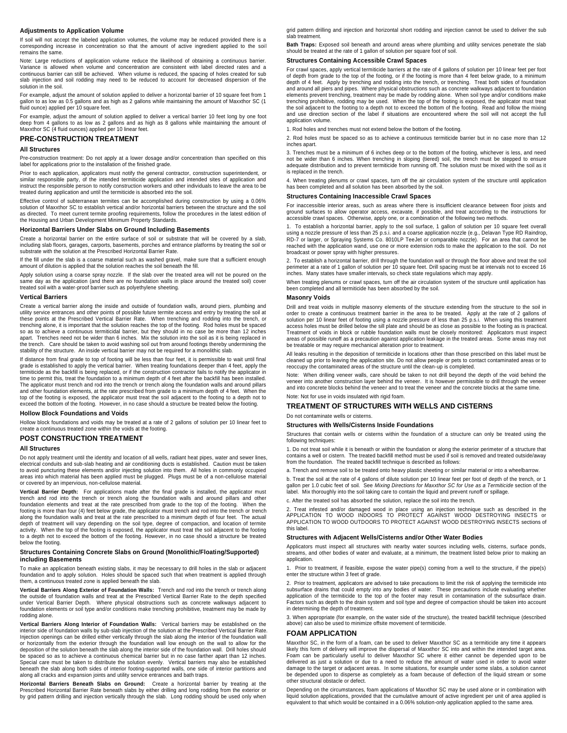#### Adjustments to Application Volume

If soil will not accept the labeled application volumes, the volume may be reduced provided there is a corresponding increase in concentration so that the amount of active ingredient applied to the soil remains the same.

Note: Large reductions of application volume reduce the likelihood of obtaining a continuous barrier. Variance is allowed when volume and concentration are consistent with label directed rates and a continuous barrier can still be achieved. When volume is reduced, the spacing of holes created for sub slab injection and soil rodding may need to be reduced to account for decreased dispersion of the solution in the soil.

For example, adjust the amount of solution applied to deliver a horizontal barrier of 10 square feet from 1 gallon to as low as 0.5 gallons and as high as 2 gallons while maintaining the amount of Maxxthor SC (1 fluid ounce) applied per 10 square feet.

For example, adjust the amount of solution applied to deliver a vertical barrier 10 feet long by one foot deep from 4 gallons to as low as 2 gallons and as high as 8 gallons while maintaining the amount of Maxxthor SC (4 fluid ounces) applied per 10 linear feet.

### PRE-CONSTRUCTION TREATMENT

#### All Structures

Pre-construction treatment: Do not apply at a lower dosage and/or concentration than specified on this label for applications prior to the installation of the finished grade.

Prior to each application, applicators must notify the general contractor, construction superintendent, or similar responsible party, of the intended termiticide application and intended sites of application and instruct the responsible person to notify construction workers and other individuals to leave the area to be treated during application and until the termiticide is absorbed into the soil.

Effective control of subterranean termites can be accomplished during construction by using a 0.06% solution of Maxxthor SC to establish vertical and/or horizontal barriers between the structure and the soil as directed. To meet current termite proofing requirements, follow the procedures in the latest edition of the Housing and Urban Development Minimum Property Standards.

#### Horizontal Barriers Under Slabs on Ground Including Basements

Create a horizontal barrier on the entire surface of soil or substrate that will be covered by a slab, including slab floors, garages, carports, basements, porches and entrance platforms by treating the soil or substrate with the solution at the Prescribed Horizontal Barrier Rate.

If the fill under the slab is a coarse material such as washed gravel, make sure that a sufficient enough amount of dilution is applied that the solution reaches the soil beneath the fill.

Apply solution using a coarse spray nozzle. If the slab over the treated area will not be poured on the same day as the application (and there are no foundation walls in place around the treated soil) cover treated soil with a water-proof barrier such as polyethylene sheeting.

#### Vertical Barriers

Create a vertical barrier along the inside and outside of foundation walls, around piers, plumbing and utility service entrances and other points of possible future termite access and entry by treating the soil at these points at the Prescribed Vertical Barrier Rate. When trenching and rodding into the trench, or trenching alone, it is important that the solution reaches the top of the footing. Rod holes must be spaced so as to achieve a continuous termiticidal barrier, but they should in no case be more than 12 inches apart. Trenches need not be wider than 6 inches. Mix the solution into the soil as it is being replaced in the trench. Care should be taken to avoid washing soil out from around footings thereby undermining the stability of the structure. An inside vertical barrier may not be required for a monolithic slab.

If distance from final grade to top of footing will be less than four feet, it is permissible to wait until final grade is established to apply the vertical barrier. When treating foundations deeper than 4 feet, apply the termiticide as the backfill is being replaced, or if the construction contractor fails to notify the applicator in time to permit this, treat the foundation to a minimum depth of 4 feet after the backfill has been installed. The applicator must trench and rod into the trench or trench along the foundation walls and around pillars and other foundation elements, at the rate prescribed from grade to a minimum depth of 4 feet. When the top of the footing is exposed, the applicator must treat the soil adjacent to the footing to a depth not to exceed the bottom of the footing. However, in no case should a structure be treated below the footing.

#### Hollow Block Foundations and Voids

Hollow block foundations and voids may be treated at a rate of 2 gallons of solution per 10 linear feet to create a continuous treated zone within the voids at the footing.

### POST CONSTRUCTION TREATMENT

#### All Structures

Do not apply treatment until the identity and location of all wells, radiant heat pipes, water and sewer lines, electrical conduits and sub-slab heating and air conditioning ducts is established. Caution must be taken to avoid puncturing these elements and/or injecting solution into them. All holes in commonly occupied areas into which material has been applied must be plugged. Plugs must be of a non-cellulose material or covered by an impervious, non-cellulose material.

**Vertical Barrier Depth:** For applications made after the final grade is installed, the applicator must trench and rod into the trench or trench along the foundation walls and around pillars and other foundation elements and treat at the rate prescribed from grade to the top of the footing. When the footing is more than four (4) feet below grade, the applicator must trench and rod into the trench or trench along the foundation walls and treat at the rate prescribed to a minimum depth of four feet. The actual depth of treatment will vary depending on the soil type, degree of compaction, and location of termite activity. When the top of the footing is exposed, the applicator must treat the soil adjacent to the footing to a depth not to exceed the bottom of the footing. However, in no case should a structure be treated below the footing.

#### Structures Containing Concrete Slabs on Ground (Monolithic/Floating/Supported) including Basements

To make an application beneath existing slabs, it may be necessary to drill holes in the slab or adjacent foundation and to apply solution. Holes should be spaced such that when treatment is applied through them, a continuous treated zone is applied beneath the slab.

**Vertical Barriers Along Exterior of Foundation Walls:** Trench and rod into the trench or trench along the outside of foundation walls and treat at the Prescribed Vertical Barrier Rate to the depth specified under Vertical Barrier Depth. Where physical obstructions such as concrete walkways adjacent to foundation elements or soil type and/or conditions make trenching prohibitive, treatment may be made by rodding alone.

**Vertical Barriers Along Interior of Foundation Walls:** Vertical barriers may be established on the interior side of foundation walls by sub-slab injection of the solution at the Prescribed Vertical Barrier Rate. Injection openings can be drilled either vertically through the slab along the interior of the foundation wall or horizontally from the exterior through the foundation wall low enough on the wall to allow for the deposition of the solution beneath the slab along the interior side of the foundation wall. Drill holes should be spaced so as to achieve a continuous chemical barrier but in no case farther apart than 12 inches. Special care must be taken to distribute the solution evenly. Vertical barriers may also be established beneath the slab along both sides of interior footing-supported walls, one side of interior partitions and along all cracks and expansion joints and utility service entrances and bath traps.

**Horizontal Barriers Beneath Slabs on Ground:** Create a horizontal barrier by treating at the Prescribed Horizontal Barrier Rate beneath slabs by either drilling and long rodding from the exterior or by grid pattern drilling and injection vertically through the slab. Long rodding should be used only when grid pattern drilling and injection and horizontal short rodding and injection cannot be used to deliver the sub slab treatment.

**Bath Traps:** Exposed soil beneath and around areas where plumbing and utility services penetrate the slab should be treated at the rate of 1 gallon of solution per square foot of soil.

#### Structures Containing Accessible Crawl Spaces

For crawl spaces, apply vertical termiticide barriers at the rate of 4 gallons of solution per 10 linear feet per foot of depth from grade to the top of the footing, or if the footing is more than 4 feet below grade, to a minimum depth of 4 feet. Apply by trenching and rodding into the trench, or trenching. Treat both sides of foundation and around all piers and pipes. Where physical obstructions such as concrete walkways adjacent to foundation elements prevent trenching, treatment may be made by rodding alone. When soil type and/or conditions make trenching prohibitive, rodding may be used. When the top of the footing is exposed, the applicator must treat the soil adjacent to the footing to a depth not to exceed the bottom of the footing. Read and follow the mixing and use direction section of the label if situations are encountered where the soil will not accept the full application volume.

1. Rod holes and trenches must not extend below the bottom of the footing.

2. Rod holes must be spaced so as to achieve a continuous termiticide barrier but in no case more than 12 inches apart.

3. Trenches must be a minimum of 6 inches deep or to the bottom of the footing, whichever is less, and need not be wider than 6 inches. When trenching in sloping (tiered) soil, the trench must be stepped to ensure adequate distribution and to prevent termiticide from running off. The solution must be mixed with the soil as it is replaced in the trench.

4. When treating plenums or crawl spaces, turn off the air circulation system of the structure until application has been completed and all solution has been absorbed by the soil.

#### Structures Containing Inaccessible Crawl Spaces

For inaccessible interior areas, such as areas where there is insufficient clearance between floor joists and ground surfaces to allow operator access, excavate, if possible, and treat according to the instructions for accessible crawl spaces. Otherwise, apply one, or a combination of the following two methods.

1. To establish a horizontal barrier, apply to the soil surface, 1 gallon of solution per 10 square feet overall using a nozzle pressure of less than 25 p.s.i. and a coarse application nozzle (e.g., Delavan Type RD Raindrop, RD-7 or larger, or Spraying Systems Co. 8010LP TeeJet or comparable nozzle). For an area that cannot be reached with the application wand, use one or more extension rods to make the application to the soil. Do not broadcast or power spray with higher pressures.

2. To establish a horizontal barrier, drill through the foundation wall or through the floor above and treat the soil perimeter at a rate of 1 gallon of solution per 10 square feet. Drill spacing must be at intervals not to exceed 16 inches. Many states have smaller intervals, so check state regulations which may apply.

When treating plenums or crawl spaces, turn off the air circulation system of the structure until application has been completed and all termiticide has been absorbed by the soil.

#### Masonry Voids

Drill and treat voids in multiple masonry elements of the structure extending from the structure to the soil in order to create a continuous treatment barrier in the area to be treated. Apply at the rate of 2 gallons of solution per 10 linear feet of footing using a nozzle pressure of less than 25 p.s.i. When using this treatment access holes must be drilled below the sill plate and should be as close as possible to the footing as is practical. Treatment of voids in block or rubble foundation walls must be closely monitored: Applicators must inspect areas of possible runoff as a precaution against application leakage in the treated areas. Some areas may not be treatable or may require mechanical alteration prior to treatment.

All leaks resulting in the deposition of termiticide in locations other than those prescribed on this label must be cleaned up prior to leaving the application site. Do not allow people or pets to contact contaminated areas or to reoccupy the contaminated areas of the structure until the clean-up is completed.

Note: When drilling veneer walls, care should be taken to not drill beyond the depth of the void behind the veneer into another construction layer behind the veneer. It is however permissible to drill through the veneer and into concrete blocks behind the veneer and to treat the veneer and the concrete blocks at the same time.

Note: Not for use in voids insulated with rigid foam.

### TREATMENT OF STRUCTURES WITH WELLS AND CISTERNS

Do not contaminate wells or cisterns.

#### Structures with Wells/Cisterns Inside Foundations

Structures that contain wells or cisterns within the foundation of a structure can only be treated using the following techniques:

1. Do not treat soil while it is beneath or within the foundation or along the exterior perimeter of a structure that contains a well or cistern. The treated backfill method must be used if soil is removed and treated outside/away from the foundation. The treated backfill technique is described as follows:

a. Trench and remove soil to be treated onto heavy plastic sheeting or similar material or into a wheelbarrow.

b. Treat the soil at the rate of 4 gallons of dilute solution per 10 linear feet per foot of depth of the trench, or 1 gallon per 1.0 cubic feet of soil. See *Mixing Directions for Maxxthor SC for Use as a Termiticide* section of the label. Mix thoroughly into the soil taking care to contain the liquid and prevent runoff or spillage.

c. After the treated soil has absorbed the solution, replace the soil into the trench.

2. Treat infested and/or damaged wood in place using an injection technique such as described in the APPLICATION TO WOOD INDOORS TO PROTECT AGAINST WOOD DESTROYING INSECTS or APPLICATION TO WOOD OUTDOORS TO PROTECT AGAINST WOOD DESTROYING INSECTS sections of this label.

#### Structures with Adjacent Wells/Cisterns and/or Other Water Bodies

Applicators must inspect all structures with nearby water sources including wells, cisterns, surface ponds, streams, and other bodies of water and evaluate, at a minimum, the treatment listed below prior to making an application.

1. Prior to treatment, if feasible, expose the water pipe(s) coming from a well to the structure, if the pipe(s) enter the structure within 3 feet of grade.

2. Prior to treatment, applicators are advised to take precautions to limit the risk of applying the termiticide into subsurface drains that could empty into any bodies of water. These precautions include evaluating whether application of the termiticide to the top of the footer may result in contamination of the subsurface drain. Factors such as depth to the drain system and soil type and degree of compaction should be taken into account in determining the depth of treatment.

3. When appropriate (for example, on the water side of the structure), the treated backfill technique (described above) can also be used to minimize offsite movement of termiticide.

### FOAM APPLICATION

Maxxthor SC, in the form of a foam, can be used to deliver Maxxthor SC as a termiticide any time it appears likely this form of delivery will improve the dispersal of Maxxthor SC into and within the intended target area. Foam can be particularly useful to deliver Maxxthor SC where it either cannot be depended upon to be delivered as just a solution or due to a need to reduce the amount of water used in order to avoid water damage to the target or adjacent areas. In some situations, for example under some slabs, a solution cannot be depended upon to disperse as completely as a foam because of deflection of the liquid stream or some other structural obstacle or defect.

Depending on the circumstances, foam applications of Maxxthor SC may be used alone or in combination with liquid solution applications, provided that the cumulative amount of active ingredient per unit of area applied is equivalent to that which would be contained in a 0.06% solution-only application applied to the same area.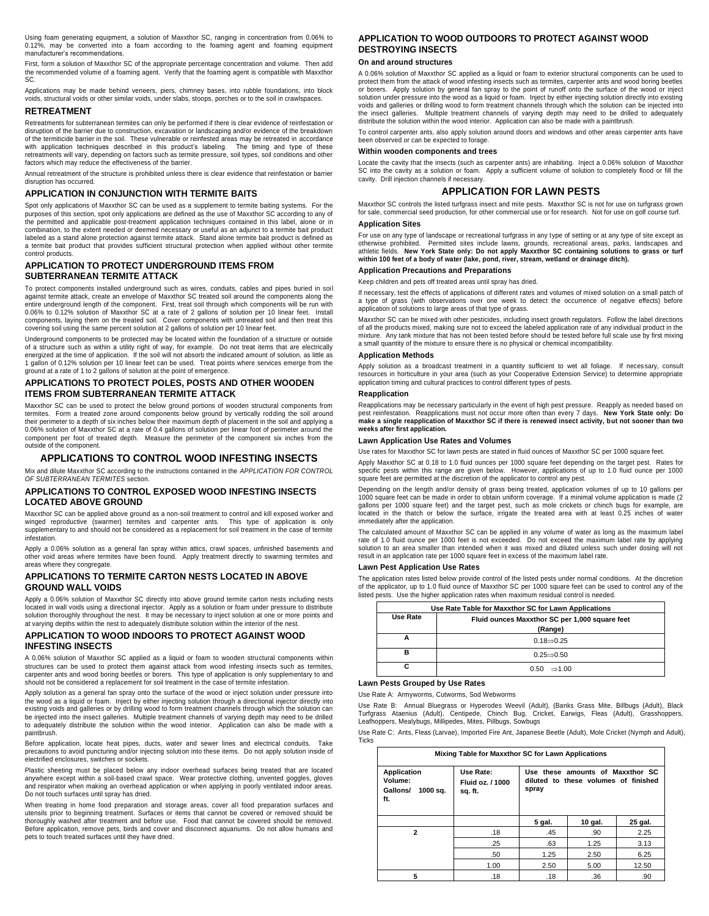Using foam generating equipment, a solution of Maxxthor SC, ranging in concentration from 0.06% to 0.12%, may be converted into a foam according to the foaming agent and foaming equipment manufacturer's recommendations.

First, form a solution of Maxxthor SC of the appropriate percentage concentration and volume. Then add the recommended volume of a foaming agent. Verify that the foaming agent is compatible with Maxxthor SC.

Applications may be made behind veneers, piers, chimney bases, into rubble foundations, into block voids, structural voids or other similar voids, under slabs, stoops, porches or to the soil in crawlspaces.

### RETREATMENT

Retreatments for subterranean termites can only be performed if there is clear evidence of reinfestation or disruption of the barrier due to construction, excavation or landscaping and/or evidence of the breakdown of the termiticide barrier in the soil. These vulnerable or reinfested areas may be retreated in accordance with application techniques described in this product's labeling. The timing and type of these retreatments will vary, depending on factors such as termite pressure, soil types, soil conditions and other factors which may reduce the effectiveness of the barrier.

Annual retreatment of the structure is prohibited unless there is clear evidence that reinfestation or barrier disruption has occurred.

### APPLICATION IN CONJUNCTION WITH TERMITE BAITS

Spot only applications of Maxxthor SC can be used as a supplement to termite baiting systems. For the purposes of this section, spot only applications are defined as the use of Maxxthor SC according to any of the permitted and applicable post-treatment application techniques contained in this label, alone or in combination, to the extent needed or deemed necessary or useful as an adjunct to a termite bait product labeled as a stand alone protection against termite attack. Stand alone termite bait product is defined as a termite bait product that provides sufficient structural protection when applied without other termite control products.

### APPLICATION TO PROTECT UNDERGROUND ITEMS FROM SUBTERRANEAN TERMITE ATTACK

To protect components installed underground such as wires, conduits, cables and pipes buried in soil against termite attack, create an envelope of Maxxthor SC treated soil around the components along the entire underground length of the component. First, treat soil through which components will be run with 0.06% to 0.12% solution of Maxxthor SC at a rate of 2 gallons of solution per 10 linear feet. Install components, laying them on the treated soil. Cover components with untreated soil and then treat this covering soil using the same percent solution at 2 gallons of solution per 10 linear feet.

Underground components to be protected may be located within the foundation of a structure or outside of a structure such as within a utility right of way, for example. Do not treat items that are electrically energized at the time of application. If the soil will not absorb the indicated amount of solution, as little as 1 gallon of 0.12% solution per 10 linear feet can be used. Treat points where services emerge from the ground at a rate of 1 to 2 gallons of solution at the point of emergence.

### APPLICATIONS TO PROTECT POLES, POSTS AND OTHER WOODEN ITEMS FROM SUBTERRANEAN TERMITE ATTACK

Maxxthor SC can be used to protect the below ground portions of wooden structural components from termites. Form a treated zone around components below ground by vertically rodding the soil around their perimeter to a depth of six inches below their maximum depth of placement in the soil and applying a 0.06% solution of Maxxthor SC at a rate of 0.4 gallons of solution per linear foot of perimeter around the component per foot of treated depth. Measure the perimeter of the component six inches from the outside of the component.

## APPLICATIONS TO CONTROL WOOD INFESTING INSECTS

Mix and dilute Maxxthor SC according to the instructions contained in the *APPLICATION FOR CONTROL OF SUBTERRANEAN TERMITES* section.

### APPLICATIONS TO CONTROL EXPOSED WOOD INFESTING INSECTS LOCATED ABOVE GROUND

Maxxthor SC can be applied above ground as a non-soil treatment to control and kill exposed worker and winged reproductive (swarmer) termites and carpenter ants. This type of application is only supplementary to and should not be considered as a replacement for soil treatment in the case of termite infestation.

Apply a 0.06% solution as a general fan spray within attics, crawl spaces, unfinished basements and other void areas where termites have been found. Apply treatment directly to swarming termites and areas where they congregate.

### APPLICATIONS TO TERMITE CARTON NESTS LOCATED IN ABOVE GROUND WALL VOIDS

Apply a 0.06% solution of Maxxthor SC directly into above ground termite carton nests including nests located in wall voids using a directional injector. Apply as a solution or foam under pressure to distribute solution thoroughly throughout the nest. It may be necessary to inject solution at one or more points and at varying depths within the nest to adequately distribute solution within the interior of the nest.

### APPLICATION TO WOOD INDOORS TO PROTECT AGAINST WOOD INFESTING INSECTS

A 0.06% solution of Maxxthor SC applied as a liquid or foam to wooden structural components within structures can be used to protect them against attack from wood infesting insects such as termites, carpenter ants and wood boring beetles or borers. This type of application is only supplementary to and should not be considered a replacement for soil treatment in the case of termite infestation.

Apply solution as a general fan spray onto the surface of the wood or inject solution under pressure into the wood as a liquid or foam. Inject by either injecting solution through a directional injector directly into existing voids and galleries or by drilling wood to form treatment channels through which the solution can be injected into the insect galleries. Multiple treatment channels of varying depth may need to be drilled to adequately distribute the solution within the wood interior. Application can also be made with a paintbrush.

Before application, locate heat pipes, ducts, water and sewer lines and electrical conduits. Take precautions to avoid puncturing and/or injecting solution into these items. Do not apply solution inside of electrified enclosures, switches or sockets.

Plastic sheeting must be placed below any indoor overhead surfaces being treated that are located anywhere except within a soil-based crawl space. Wear protective clothing, unvented goggles, gloves and respirator when making an overhead application or when applying in poorly ventilated indoor areas. Do not touch surfaces until spray has dried.

When treating in home food preparation and storage areas, cover all food preparation surfaces and utensils prior to beginning treatment. Surfaces or items that cannot be covered or removed should be thoroughly washed after treatment and before use. Food that cannot be covered should be removed. Before application, remove pets, birds and cover and disconnect aquariums. Do not allow humans and pets to touch treated surfaces until they have dried.

### APPLICATION TO WOOD OUTDOORS TO PROTECT AGAINST WOOD DESTROYING INSECTS

#### On and around structures

A 0.06% solution of Maxxthor SC applied as a liquid or foam to exterior structural components can be used to protect them from the attack of wood infesting insects such as termites, carpenter ants and wood boring beetles or borers. Apply solution by general fan spray to the point of runoff onto the surface of the wood or inject solution under pressure into the wood as a liquid or foam. Inject by either injecting solution directly into existing voids and galleries or drilling wood to form treatment channels through which the solution can be injected into the insect galleries. Multiple treatment channels of varying depth may need to be drilled to adequately distribute the solution within the wood interior. Application can also be made with a paintbrush.

To control carpenter ants, also apply solution around doors and windows and other areas carpenter ants have been observed or can be expected to forage.

#### Within wooden components and trees

Locate the cavity that the insects (such as carpenter ants) are inhabiting. Inject a 0.06% solution of Maxxthor SC into the cavity as a solution or foam. Apply a sufficient volume of solution to completely flood or fill the cavity. Drill injection channels if necessary.

## APPLICATION FOR LAWN PESTS

Maxxthor SC controls the listed turfgrass insect and mite pests. Maxxthor SC is not for use on turfgrass grown for sale, commercial seed production, for other commercial use or for research. Not for use on golf course turf.

#### Application Sites

For use on any type of landscape or recreational turfgrass in any type of setting or at any type of site except as otherwise prohibited. Permitted sites include lawns, grounds, recreational areas, parks, landscapes and athletic fields. **New York State only: Do not apply Maxxthor SC containing solutions to grass or turf within 100 feet of a body of water (lake, pond, river, stream, wetland or drainage ditch).**

#### Application Precautions and Preparations

Keep children and pets off treated areas until spray has dried.

If necessary, test the effects of applications of different rates and volumes of mixed solution on a small patch of a type of grass (with observations over one week to detect the occurrence of negative effects) before application of solutions to large areas of that type of grass.

Maxxthor SC can be mixed with other pesticides, including insect growth regulators. Follow the label directions of all the products mixed, making sure not to exceed the labeled application rate of any individual product in the mixture. Any tank mixture that has not been tested before should be tested before full scale use by first mixing a small quantity of the mixture to ensure there is no physical or chemical incompatibility.

#### Application Methods

Apply solution as a broadcast treatment in a quantity sufficient to wet all foliage. If necessary, consult resources in horticulture in your area (such as your Cooperative Extension Service) to determine appropriate application timing and cultural practices to control different types of pests.

#### Reapplication

Reapplications may be necessary particularly in the event of high pest pressure. Reapply as needed based on pest reinfestation. Reapplications must not occur more often than every 7 days. **New York State only: Do make a single reapplication of Maxxthor SC if there is renewed insect activity, but not sooner than two weeks after first application.**

#### Lawn Application Use Rates and Volumes

Use rates for Maxxthor SC for lawn pests are stated in fluid ounces of Maxxthor SC per 1000 square feet.

Apply Maxxthor SC at 0.18 to 1.0 fluid ounces per 1000 square feet depending on the target pest. Rates for specific pests within this range are given below. However, applications of up to 1.0 fluid ounce per 1000 square feet are permitted at the discretion of the applicator to control any pest.

Depending on the length and/or density of grass being treated, application volumes of up to 10 gallons per 1000 square feet can be made in order to obtain uniform coverage. If a minimal volume application is made (2 gallons per 1000 square feet) and the target pest, such as mole crickets or chinch bugs for example, are located in the thatch or below the surface, irrigate the treated area with at least 0.25 inches of water immediately after the application.

The calculated amount of Maxxthor SC can be applied in any volume of water as long as the maximum label rate of 1.0 fluid ounce per 1000 feet is not exceeded. Do not exceed the maximum label rate by applying solution to an area smaller than intended when it was mixed and diluted unless such under dosing will not result in an application rate per 1000 square feet in excess of the maximum label rate.

#### Lawn Pest Application Use Rates

The application rates listed below provide control of the listed pests under normal conditions. At the discretion of the applicator, up to 1.0 fluid ounce of Maxxthor SC per 1000 square feet can be used to control any of the listed pests. Use the higher application rates when maximum residual control is needed.

| Use Rate Table for Maxxthor SC for Lawn Applications | |
|---|---|
| **Use Rate** | **Fluid ounces Maxxthor SC per 1,000 square feet (Range)** |
| A | 0.18⇒0.25 |
| B | 0.25⇒0.50 |
| C | 0.50 ⇒1.00 |

#### Lawn Pests Grouped by Use Rates

Use Rate A: Armyworms, Cutworms, Sod Webworms

Use Rate B: Annual Bluegrass or Hyperodes Weevil (Adult), (Banks Grass Mite, Billbugs (Adult), Black Turfgrass Ataenius (Adult), Centipede, Chinch Bug, Cricket, Earwigs, Fleas (Adult), Grasshoppers, Leafhoppers, Mealybugs, Millipedes, Mites, Pillbugs, Sowbugs

Use Rate C: Ants, Fleas (Larvae), Imported Fire Ant, Japanese Beetle (Adult), Mole Cricket (Nymph and Adult), Ticks

| Mixing Table for Maxxthor SC for Lawn Applications | | | | |
|---|---|---|---|---|
| **Application Volume: Gallons/ 1000 sq. ft.** | **Use Rate: Fluid oz. / 1000 sq. ft.** | **Use these amounts of Maxxthor SC diluted to these volumes of finished spray** | | |
| | | **5 gal.** | **10 gal.** | **25 gal.** |
| **2** | .18 | .45 | .90 | 2.25 |
| | .25 | .63 | 1.25 | 3.13 |
| | .50 | 1.25 | 2.50 | 6.25 |
| | 1.00 | 2.50 | 5.00 | 12.50 |
| **5** | .18 | .18 | .36 | .90 |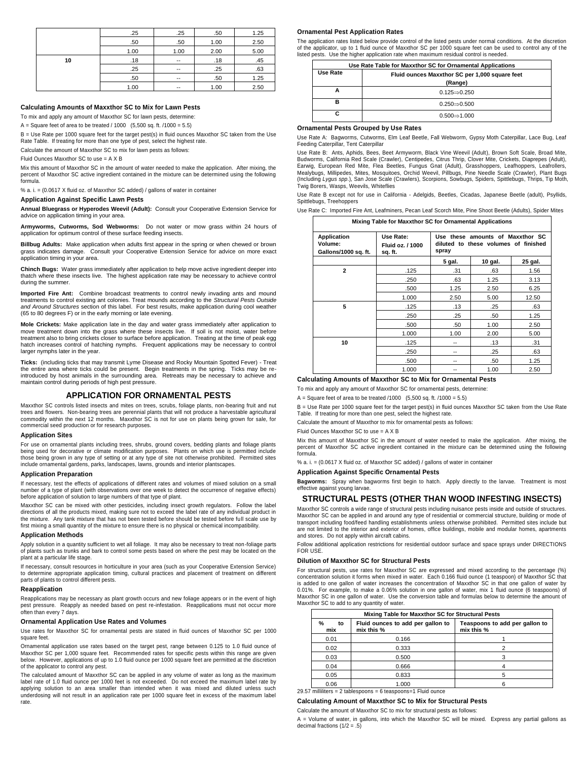| | .25 | .25 | .50 | 1.25 |
|---|---|---|---|---|
| | .50 | .50 | 1.00 | 2.50 |
| | 1.00 | 1.00 | 2.00 | 5.00 |
| **10** | .18 | -- | .18 | .45 |
| | .25 | -- | .25 | .63 |
| | .50 | -- | .50 | 1.25 |
| | 1.00 | -- | 1.00 | 2.50 |

### Calculating Amounts of Maxxthor SC to Mix for Lawn Pests

To mix and apply any amount of Maxxthor SC for lawn pests, determine:

A = Square feet of area to be treated / 1000   (5,500 sq. ft. /1000 = 5.5)

B = Use Rate per 1000 square feet for the target pest(s) in fluid ounces Maxxthor SC taken from the Use Rate Table. If treating for more than one type of pest, select the highest rate.

Calculate the amount of Maxxthor SC to mix for lawn pests as follows:

Fluid Ounces Maxxthor SC to use = A X B

Mix this amount of Maxxthor SC in the amount of water needed to make the application. After mixing, the percent of Maxxthor SC active ingredient contained in the mixture can be determined using the following formula.

% a. i. = (0.0617 X fluid oz. of Maxxthor SC added) / gallons of water in container

### Application Against Specific Lawn Pests

**Annual Bluegrass or Hyperodes Weevil (Adult):** Consult your Cooperative Extension Service for advice on application timing in your area.

**Armyworms, Cutworms, Sod Webworms:** Do not water or mow grass within 24 hours of application for optimum control of these surface feeding insects.

**Billbug Adults:** Make application when adults first appear in the spring or when chewed or brown grass indicates damage. Consult your Cooperative Extension Service for advice on more exact application timing in your area.

**Chinch Bugs:** Water grass immediately after application to help move active ingredient deeper into thatch where these insects live. The highest application rate may be necessary to achieve control during the summer.

**Imported Fire Ant:** Combine broadcast treatments to control newly invading ants and mound treatments to control existing ant colonies. Treat mounds according to the *Structural Pests Outside and Around Structures* section of this label. For best results, make application during cool weather (65 to 80 degrees F) or in the early morning or late evening.

**Mole Crickets:** Make application late in the day and water grass immediately after application to move treatment down into the grass where these insects live. If soil is not moist, water before treatment also to bring crickets closer to surface before application. Treating at the time of peak egg hatch increases control of hatching nymphs. Frequent applications may be necessary to control larger nymphs later in the year.

**Ticks:** (including ticks that may transmit Lyme Disease and Rocky Mountain Spotted Fever) - Treat the entire area where ticks could be present. Begin treatments in the spring. Ticks may be re-introduced by host animals in the surrounding area. Retreats may be necessary to achieve and maintain control during periods of high pest pressure.

## APPLICATION FOR ORNAMENTAL PESTS

Maxxthor SC controls listed insects and mites on trees, scrubs, foliage plants, non-bearing fruit and nut trees and flowers. Non-bearing trees are perennial plants that will not produce a harvestable agricultural commodity within the next 12 months. Maxxthor SC is not for use on plants being grown for sale, for commercial seed production or for research purposes.

### Application Sites

For use on ornamental plants including trees, shrubs, ground covers, bedding plants and foliage plants being used for decorative or climate modification purposes. Plants on which use is permitted include those being grown in any type of setting or at any type of site not otherwise prohibited. Permitted sites include ornamental gardens, parks, landscapes, lawns, grounds and interior plantscapes.

### Application Preparation

If necessary, test the effects of applications of different rates and volumes of mixed solution on a small number of a type of plant (with observations over one week to detect the occurrence of negative effects) before application of solution to large numbers of that type of plant.

Maxxthor SC can be mixed with other pesticides, including insect growth regulators. Follow the label directions of all the products mixed, making sure not to exceed the label rate of any individual product in the mixture. Any tank mixture that has not been tested before should be tested before full scale use by first mixing a small quantity of the mixture to ensure there is no physical or chemical incompatibility.

### Application Methods

Apply solution in a quantity sufficient to wet all foliage. It may also be necessary to treat non-foliage parts of plants such as trunks and bark to control some pests based on where the pest may be located on the plant at a particular life stage.

If necessary, consult resources in horticulture in your area (such as your Cooperative Extension Service) to determine appropriate application timing, cultural practices and placement of treatment on different parts of plants to control different pests.

### Reapplication

Reapplications may be necessary as plant growth occurs and new foliage appears or in the event of high pest pressure. Reapply as needed based on pest re-infestation. Reapplications must not occur more often than every 7 days.

### Ornamental Application Use Rates and Volumes

Use rates for Maxxthor SC for ornamental pests are stated in fluid ounces of Maxxthor SC per 1000 square feet.

Ornamental application use rates based on the target pest, range between 0.125 to 1.0 fluid ounce of Maxxthor SC per 1,000 square feet. Recommended rates for specific pests within this range are given below. However, applications of up to 1.0 fluid ounce per 1000 square feet are permitted at the discretion of the applicator to control any pest.

The calculated amount of Maxxthor SC can be applied in any volume of water as long as the maximum label rate of 1.0 fluid ounce per 1000 feet is not exceeded. Do not exceed the maximum label rate by applying solution to an area smaller than intended when it was mixed and diluted unless such underdosing will not result in an application rate per 1000 square feet in excess of the maximum label rate.

### Ornamental Pest Application Rates

The application rates listed below provide control of the listed pests under normal conditions. At the discretion of the applicator, up to 1 fluid ounce of Maxxthor SC per 1000 square feet can be used to control any of the listed pests. Use the higher application rate when maximum residual control is needed.

| Use Rate Table for Maxxthor SC for Ornamental Applications | |
|---|---|
| **Use Rate** | **Fluid ounces Maxxthor SC per 1,000 square feet (Range)** |
| **A** | 0.125⇒0.250 |
| **B** | 0.250⇒0.500 |
| **C** | 0.500⇒1.000 |

### Ornamental Pests Grouped by Use Rates

Use Rate A: Bagworms, Cutworms, Elm Leaf Beetle, Fall Webworm, Gypsy Moth Caterpillar, Lace Bug, Leaf Feeding Caterpillar, Tent Caterpillar

Use Rate B: Ants, Aphids, Bees, Beet Armyworm, Black Vine Weevil (Adult), Brown Soft Scale, Broad Mite, Budworms, California Red Scale (Crawler), Centipedes, Citrus Thrip, Clover Mite, Crickets, Diaprepes (Adult), Earwig, European Red Mite, Flea Beetles, Fungus Gnat (Adult), Grasshoppers, Leafhoppers, Leafrollers, Mealybugs, Millipedes, Mites, Mosquitoes, Orchid Weevil, Pillbugs, Pine Needle Scale (Crawler), Plant Bugs (Including *Lygus spp.*), San Jose Scale (Crawlers), Scorpions, Sowbugs, Spiders, Spittlebugs, Thrips, Tip Moth, Twig Borers, Wasps, Weevils, Whiteflies

Use Rate B except not for use in California - Adelgids, Beetles, Cicadas, Japanese Beetle (adult), Psyllids, Spittlebugs, Treehoppers

Use Rate C: Imported Fire Ant, Leafminers, Pecan Leaf Scorch Mite, Pine Shoot Beetle (Adults), Spider Mites

| Mixing Table for Maxxthor SC for Ornamental Applications | | | | |
|---|---|---|---|---|
| **Application Volume: Gallons/1000 sq. ft.** | **Use Rate: Fluid oz. / 1000 sq. ft.** | **Use these amounts of Maxxthor SC diluted to these volumes of finished spray** | | |
| | | **5 gal.** | **10 gal.** | **25 gal.** |
| **2** | .125 | .31 | .63 | 1.56 |
| | .250 | .63 | 1.25 | 3.13 |
| | .500 | 1.25 | 2.50 | 6.25 |
| | 1.000 | 2.50 | 5.00 | 12.50 |
| **5** | .125 | .13 | .25 | .63 |
| | .250 | .25 | .50 | 1.25 |
| | .500 | .50 | 1.00 | 2.50 |
| | 1.000 | 1.00 | 2.00 | 5.00 |
| **10** | .125 | -- | .13 | .31 |
| | .250 | -- | .25 | .63 |
| | .500 | -- | .50 | 1.25 |
| | 1.000 | -- | 1.00 | 2.50 |

### Calculating Amounts of Maxxthor SC to Mix for Ornamental Pests

To mix and apply any amount of Maxxthor SC for ornamental pests, determine:

A = Square feet of area to be treated /1000   (5,500 sq. ft. /1000 = 5.5)

B = Use Rate per 1000 square feet for the target pest(s) in fluid ounces Maxxthor SC taken from the Use Rate Table. If treating for more than one pest, select the highest rate.

Calculate the amount of Maxxthor to mix for ornamental pests as follows:

Fluid Ounces Maxxthor SC to use = A X B

Mix this amount of Maxxthor SC in the amount of water needed to make the application. After mixing, the percent of Maxxthor SC active ingredient contained in the mixture can be determined using the following formula.

% a. i. = (0.0617 X fluid oz. of Maxxthor SC added) / gallons of water in container

### Application Against Specific Ornamental Pests

**Bagworms:** Spray when bagworms first begin to hatch. Apply directly to the larvae. Treatment is most effective against young larvae.

## STRUCTURAL PESTS (OTHER THAN WOOD INFESTING INSECTS)

Maxxthor SC controls a wide range of structural pests including nuisance pests inside and outside of structures. Maxxthor SC can be applied in and around any type of residential or commercial structure, building or mode of transport including food/feed handling establishments unless otherwise prohibited. Permitted sites include but are not limited to the interior and exterior of homes, office buildings, mobile and modular homes, apartments and stores. Do not apply within aircraft cabins.

Follow additional application restrictions for residential outdoor surface and space sprays under DIRECTIONS FOR USE.

### Dilution of Maxxthor SC for Structural Pests

For structural pests, use rates for Maxxthor SC are expressed and mixed according to the percentage (%) concentration solution it forms when mixed in water. Each 0.166 fluid ounce (1 teaspoon) of Maxxthor SC that is added to one gallon of water increases the concentration of Maxxthor SC in that one gallon of water by 0.01%. For example, to make a 0.06% solution in one gallon of water, mix 1 fluid ounce (6 teaspoons) of Maxxthor SC in one gallon of water. Use the conversion table and formulas below to determine the amount of Maxxthor SC to add to any quantity of water.

| Mixing Table for Maxxthor SC for Structural Pests | | |
|---|---|---|
| **% to mix** | **Fluid ounces to add per gallon to mix this %** | **Teaspoons to add per gallon to mix this %** |
| 0.01 | 0.166 | 1 |
| 0.02 | 0.333 | 2 |
| 0.03 | 0.500 | 3 |
| 0.04 | 0.666 | 4 |
| 0.05 | 0.833 | 5 |
| 0.06 | 1.000 | 6 |

29.57 milliliters = 2 tablespoons = 6 teaspoons=1 Fluid ounce

### Calculating Amount of Maxxthor SC to Mix for Structural Pests

Calculate the amount of Maxxthor SC to mix for structural pests as follows:

A = Volume of water, in gallons, into which the Maxxthor SC will be mixed. Express any partial gallons as decimal fractions (1/2 = .5)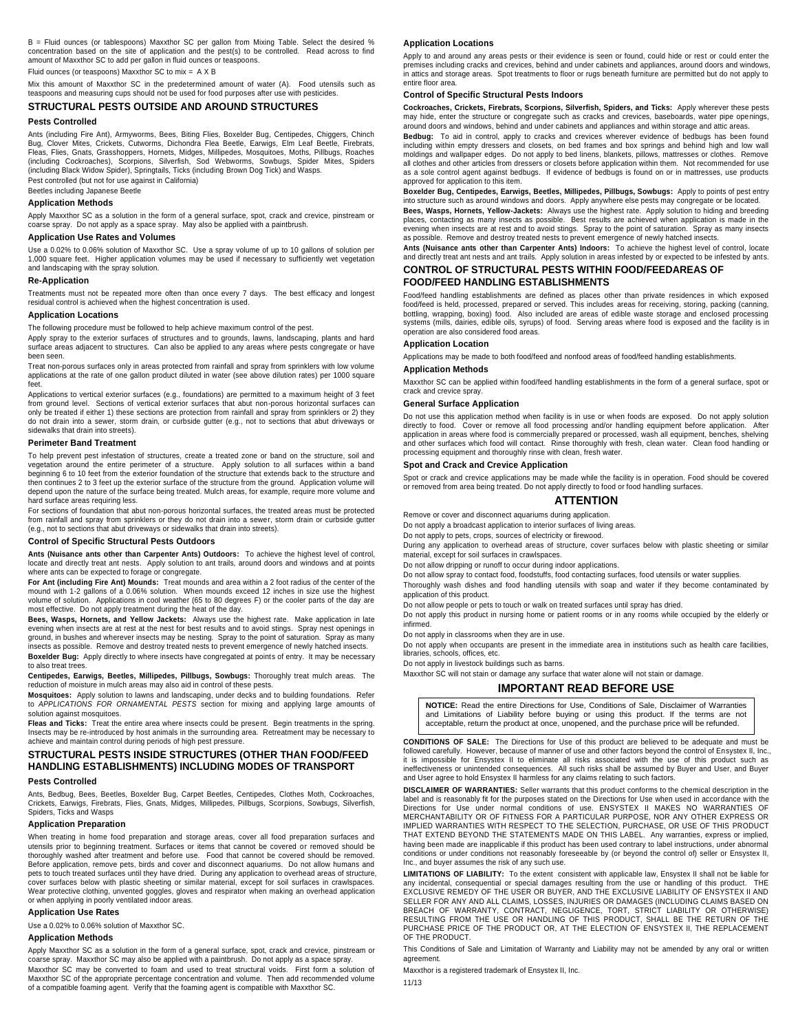B = Fluid ounces (or tablespoons) Maxxthor SC per gallon from Mixing Table. Select the desired % concentration based on the site of application and the pest(s) to be controlled. Read across to find amount of Maxxthor SC to add per gallon in fluid ounces or teaspoons.

Fluid ounces (or teaspoons) Maxxthor SC to mix = A X B

Mix this amount of Maxxthor SC in the predetermined amount of water (A). Food utensils such as teaspoons and measuring cups should not be used for food purposes after use with pesticides.

## STRUCTURAL PESTS OUTSIDE AND AROUND STRUCTURES

### Pests Controlled

Ants (including Fire Ant), Armyworms, Bees, Biting Flies, Boxelder Bug, Centipedes, Chiggers, Chinch Bug, Clover Mites, Crickets, Cutworms, Dichondra Flea Beetle, Earwigs, Elm Leaf Beetle, Firebrats, Fleas, Flies, Gnats, Grasshoppers, Hornets, Midges, Millipedes, Mosquitoes, Moths, Pillbugs, Roaches (including Cockroaches), Scorpions, Silverfish, Sod Webworms, Sowbugs, Spider Mites, Spiders (including Black Widow Spider), Springtails, Ticks (including Brown Dog Tick) and Wasps.

Pest controlled (but not for use against in California)

Beetles including Japanese Beetle

### Application Methods

Apply Maxxthor SC as a solution in the form of a general surface, spot, crack and crevice, pinstream or coarse spray. Do not apply as a space spray. May also be applied with a paintbrush.

### Application Use Rates and Volumes

Use a 0.02% to 0.06% solution of Maxxthor SC. Use a spray volume of up to 10 gallons of solution per 1,000 square feet. Higher application volumes may be used if necessary to sufficiently wet vegetation and landscaping with the spray solution.

### Re-Application

Treatments must not be repeated more often than once every 7 days. The best efficacy and longest residual control is achieved when the highest concentration is used.

### Application Locations

The following procedure must be followed to help achieve maximum control of the pest.

Apply spray to the exterior surfaces of structures and to grounds, lawns, landscaping, plants and hard surface areas adjacent to structures. Can also be applied to any areas where pests congregate or have been seen.

Treat non-porous surfaces only in areas protected from rainfall and spray from sprinklers with low volume applications at the rate of one gallon product diluted in water (see above dilution rates) per 1000 square feet.

Applications to vertical exterior surfaces (e.g., foundations) are permitted to a maximum height of 3 feet from ground level. Sections of vertical exterior surfaces that abut non-porous horizontal surfaces can only be treated if either 1) these sections are protection from rainfall and spray from sprinklers or 2) they do not drain into a sewer, storm drain, or curbside gutter (e.g., not to sections that abut driveways or sidewalks that drain into streets).

### Perimeter Band Treatment

To help prevent pest infestation of structures, create a treated zone or band on the structure, soil and vegetation around the entire perimeter of a structure. Apply solution to all surfaces within a band beginning 6 to 10 feet from the exterior foundation of the structure that extends back to the structure and then continues 2 to 3 feet up the exterior surface of the structure from the ground. Application volume will depend upon the nature of the surface being treated. Mulch areas, for example, require more volume and hard surface areas requiring less.

For sections of foundation that abut non-porous horizontal surfaces, the treated areas must be protected from rainfall and spray from sprinklers or they do not drain into a sewer, storm drain or curbside gutter (e.g., not to sections that abut driveways or sidewalks that drain into streets).

### Control of Specific Structural Pests Outdoors

**Ants (Nuisance ants other than Carpenter Ants) Outdoors:** To achieve the highest level of control, locate and directly treat ant nests. Apply solution to ant trails, around doors and windows and at points where ants can be expected to forage or congregate.

**For Ant (including Fire Ant) Mounds:** Treat mounds and area within a 2 foot radius of the center of the mound with 1-2 gallons of a 0.06% solution. When mounds exceed 12 inches in size use the highest volume of solution. Applications in cool weather (65 to 80 degrees F) or the cooler parts of the day are most effective. Do not apply treatment during the heat of the day.

**Bees, Wasps, Hornets, and Yellow Jackets:** Always use the highest rate. Make application in late evening when insects are at rest at the nest for best results and to avoid stings. Spray nest openings in ground, in bushes and wherever insects may be nesting. Spray to the point of saturation. Spray as many insects as possible. Remove and destroy treated nests to prevent emergence of newly hatched insects.

**Boxelder Bug:** Apply directly to where insects have congregated at points of entry. It may be necessary to also treat trees.

**Centipedes, Earwigs, Beetles, Millipedes, Pillbugs, Sowbugs:** Thoroughly treat mulch areas. The reduction of moisture in mulch areas may also aid in control of these pests.

**Mosquitoes:** Apply solution to lawns and landscaping, under decks and to building foundations. Refer to *APPLICATIONS FOR ORNAMENTAL PESTS* section for mixing and applying large amounts of solution against mosquitoes.

**Fleas and Ticks:** Treat the entire area where insects could be present. Begin treatments in the spring. Insects may be re-introduced by host animals in the surrounding area. Retreatment may be necessary to achieve and maintain control during periods of high pest pressure.

## STRUCTURAL PESTS INSIDE STRUCTURES (OTHER THAN FOOD/FEED HANDLING ESTABLISHMENTS) INCLUDING MODES OF TRANSPORT

### Pests Controlled

Ants, Bedbug, Bees, Beetles, Boxelder Bug, Carpet Beetles, Centipedes, Clothes Moth, Cockroaches, Crickets, Earwigs, Firebrats, Flies, Gnats, Midges, Millipedes, Pillbugs, Scorpions, Sowbugs, Silverfish, Spiders, Ticks and Wasps

### Application Preparation

When treating in home food preparation and storage areas, cover all food preparation surfaces and utensils prior to beginning treatment. Surfaces or items that cannot be covered or removed should be thoroughly washed after treatment and before use. Food that cannot be covered should be removed. Before application, remove pets, birds and cover and disconnect aquariums. Do not allow humans and pets to touch treated surfaces until they have dried. During any application to overhead areas of structure, cover surfaces below with plastic sheeting or similar material, except for soil surfaces in crawlspaces. Wear protective clothing, unvented goggles, gloves and respirator when making an overhead application or when applying in poorly ventilated indoor areas.

### Application Use Rates

Use a 0.02% to 0.06% solution of Maxxthor SC.

### Application Methods

Apply Maxxthor SC as a solution in the form of a general surface, spot, crack and crevice, pinstream or coarse spray. Maxxthor SC may also be applied with a paintbrush. Do not apply as a space spray.

Maxxthor SC may be converted to foam and used to treat structural voids. First form a solution of Maxxthor SC of the appropriate percentage concentration and volume. Then add recommended volume of a compatible foaming agent. Verify that the foaming agent is compatible with Maxxthor SC.

### Application Locations

Apply to and around any areas pests or their evidence is seen or found, could hide or rest or could enter the premises including cracks and crevices, behind and under cabinets and appliances, around doors and windows, in attics and storage areas. Spot treatments to floor or rugs beneath furniture are permitted but do not apply to entire floor area.

### Control of Specific Structural Pests Indoors

**Cockroaches, Crickets, Firebrats, Scorpions, Silverfish, Spiders, and Ticks:** Apply wherever these pests may hide, enter the structure or congregate such as cracks and crevices, baseboards, water pipe openings, around doors and windows, behind and under cabinets and appliances and within storage and attic areas.

**Bedbug:** To aid in control, apply to cracks and crevices wherever evidence of bedbugs has been found including within empty dressers and closets, on bed frames and box springs and behind high and low wall moldings and wallpaper edges. Do not apply to bed linens, blankets, pillows, mattresses or clothes. Remove all clothes and other articles from dressers or closets before application within them. Not recommended for use as a sole control agent against bedbugs. If evidence of bedbugs is found on or in mattresses, use products approved for application to this item.

**Boxelder Bug, Centipedes, Earwigs, Beetles, Millipedes, Pillbugs, Sowbugs:** Apply to points of pest entry into structure such as around windows and doors. Apply anywhere else pests may congregate or be located.

**Bees, Wasps, Hornets, Yellow-Jackets:** Always use the highest rate. Apply solution to hiding and breeding places, contacting as many insects as possible. Best results are achieved when application is made in the evening when insects are at rest and to avoid stings. Spray to the point of saturation. Spray as many insects as possible. Remove and destroy treated nests to prevent emergence of newly hatched insects.

**Ants (Nuisance ants other than Carpenter Ants) Indoors:** To achieve the highest level of control, locate and directly treat ant nests and ant trails. Apply solution in areas infested by or expected to be infested by ants.

## CONTROL OF STRUCTURAL PESTS WITHIN FOOD/FEEDAREAS OF FOOD/FEED HANDLING ESTABLISHMENTS

Food/feed handling establishments are defined as places other than private residences in which exposed food/feed is held, processed, prepared or served. This includes areas for receiving, storing, packing (canning, bottling, wrapping, boxing) food. Also included are areas of edible waste storage and enclosed processing systems (mills, dairies, edible oils, syrups) of food. Serving areas where food is exposed and the facility is in operation are also considered food areas.

### Application Location

Applications may be made to both food/feed and nonfood areas of food/feed handling establishments.

### Application Methods

Maxxthor SC can be applied within food/feed handling establishments in the form of a general surface, spot or crack and crevice spray.

### General Surface Application

Do not use this application method when facility is in use or when foods are exposed. Do not apply solution directly to food. Cover or remove all food processing and/or handling equipment before application. After application in areas where food is commercially prepared or processed, wash all equipment, benches, shelving and other surfaces which food will contact. Rinse thoroughly with fresh, clean water. Clean food handling or processing equipment and thoroughly rinse with clean, fresh water.

### Spot and Crack and Crevice Application

Spot or crack and crevice applications may be made while the facility is in operation. Food should be covered or removed from area being treated. Do not apply directly to food or food handling surfaces.

## ATTENTION

Remove or cover and disconnect aquariums during application.

Do not apply a broadcast application to interior surfaces of living areas.

Do not apply to pets, crops, sources of electricity or firewood.

During any application to overhead areas of structure, cover surfaces below with plastic sheeting or similar material, except for soil surfaces in crawlspaces.

Do not allow dripping or runoff to occur during indoor applications.

Do not allow spray to contact food, foodstuffs, food contacting surfaces, food utensils or water supplies.

Thoroughly wash dishes and food handling utensils with soap and water if they become contaminated by application of this product.

Do not allow people or pets to touch or walk on treated surfaces until spray has dried.

Do not apply this product in nursing home or patient rooms or in any rooms while occupied by the elderly or infirmed.

Do not apply in classrooms when they are in use.

Do not apply when occupants are present in the immediate area in institutions such as health care facilities, libraries, schools, offices, etc.

Do not apply in livestock buildings such as barns.

Maxxthor SC will not stain or damage any surface that water alone will not stain or damage.

## IMPORTANT READ BEFORE USE

**NOTICE:** Read the entire Directions for Use, Conditions of Sale, Disclaimer of Warranties and Limitations of Liability before buying or using this product. If the terms are not acceptable, return the product at once, unopened, and the purchase price will be refunded.

**CONDITIONS OF SALE:** The Directions for Use of this product are believed to be adequate and must be followed carefully. However, because of manner of use and other factors beyond the control of Ensystex II, Inc., it is impossible for Ensystex II to eliminate all risks associated with the use of this product such as ineffectiveness or unintended consequences. All such risks shall be assumed by Buyer and User, and Buyer and User agree to hold Ensystex II harmless for any claims relating to such factors.

**DISCLAIMER OF WARRANTIES:** Seller warrants that this product conforms to the chemical description in the label and is reasonably fit for the purposes stated on the Directions for Use when used in accordance with the Directions for Use under normal conditions of use. ENSYSTEX II MAKES NO WARRANTIES OF MERCHANTABILITY OR OF FITNESS FOR A PARTICULAR PURPOSE, NOR ANY OTHER EXPRESS OR IMPLIED WARRANTIES WITH RESPECT TO THE SELECTION, PURCHASE, OR USE OF THIS PRODUCT THAT EXTEND BEYOND THE STATEMENTS MADE ON THIS LABEL. Any warranties, express or implied, having been made are inapplicable if this product has been used contrary to label instructions, under abnormal conditions or under conditions not reasonably foreseeable by (or beyond the control of) seller or Ensystex II, Inc., and buyer assumes the risk of any such use.

**LIMITATIONS OF LIABILITY:** To the extent consistent with applicable law, Ensystex II shall not be liable for any incidental, consequential or special damages resulting from the use or handling of this product. THE EXCLUSIVE REMEDY OF THE USER OR BUYER, AND THE EXCLUSIVE LIABILITY OF ENSYSTEX II AND SELLER FOR ANY AND ALL CLAIMS, LOSSES, INJURIES OR DAMAGES (INCLUDING CLAIMS BASED ON BREACH OF WARRANTY, CONTRACT, NEGLIGENCE, TORT, STRICT LIABILITY OR OTHERWISE) RESULTING FROM THE USE OR HANDLING OF THIS PRODUCT, SHALL BE THE RETURN OF THE PURCHASE PRICE OF THE PRODUCT OR, AT THE ELECTION OF ENSYSTEX II, THE REPLACEMENT OF THE PRODUCT.

This Conditions of Sale and Limitation of Warranty and Liability may not be amended by any oral or written agreement.

Maxxthor is a registered trademark of Ensystex II, Inc.

11/13